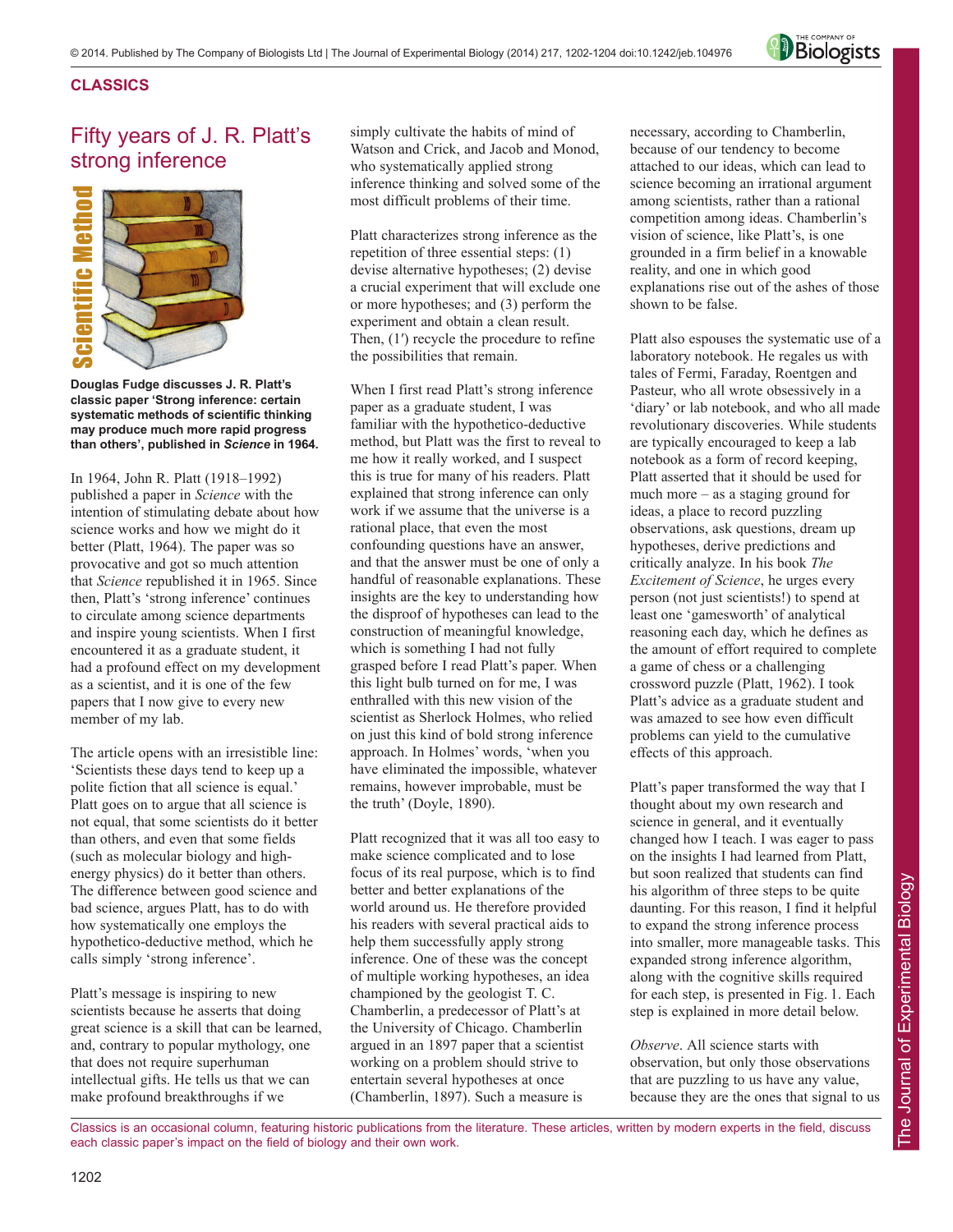CLASSICS

# Fifty years of J. R. Platt's strong inference

**Douglas Fudge discusses J. R. Platt's classic paper 'Strong inference: certain systematic methods of scientific thinking may produce much more rapid progress than others', published in *Science* in 1964.**

In 1964, John R. Platt (1918–1992) published a paper in *Science* with the intention of stimulating debate about how science works and how we might do it better (Platt, 1964). The paper was so provocative and got so much attention that *Science* republished it in 1965. Since then, Platt's 'strong inference' continues to circulate among science departments and inspire young scientists. When I first encountered it as a graduate student, it had a profound effect on my development as a scientist, and it is one of the few papers that I now give to every new member of my lab.

The article opens with an irresistible line: 'Scientists these days tend to keep up a polite fiction that all science is equal.' Platt goes on to argue that all science is not equal, that some scientists do it better than others, and even that some fields (such as molecular biology and high-energy physics) do it better than others. The difference between good science and bad science, argues Platt, has to do with how systematically one employs the hypothetico-deductive method, which he calls simply 'strong inference'.

Platt's message is inspiring to new scientists because he asserts that doing great science is a skill that can be learned, and, contrary to popular mythology, one that does not require superhuman intellectual gifts. He tells us that we can make profound breakthroughs if we simply cultivate the habits of mind of Watson and Crick, and Jacob and Monod, who systematically applied strong inference thinking and solved some of the most difficult problems of their time.

Platt characterizes strong inference as the repetition of three essential steps: (1) devise alternative hypotheses; (2) devise a crucial experiment that will exclude one or more hypotheses; and (3) perform the experiment and obtain a clean result. Then, (1′) recycle the procedure to refine the possibilities that remain.

When I first read Platt's strong inference paper as a graduate student, I was familiar with the hypothetico-deductive method, but Platt was the first to reveal to me how it really worked, and I suspect this is true for many of his readers. Platt explained that strong inference can only work if we assume that the universe is a rational place, that even the most confounding questions have an answer, and that the answer must be one of only a handful of reasonable explanations. These insights are the key to understanding how the disproof of hypotheses can lead to the construction of meaningful knowledge, which is something I had not fully grasped before I read Platt's paper. When this light bulb turned on for me, I was enthralled with this new vision of the scientist as Sherlock Holmes, who relied on just this kind of bold strong inference approach. In Holmes' words, 'when you have eliminated the impossible, whatever remains, however improbable, must be the truth' (Doyle, 1890).

Platt recognized that it was all too easy to make science complicated and to lose focus of its real purpose, which is to find better and better explanations of the world around us. He therefore provided his readers with several practical aids to help them successfully apply strong inference. One of these was the concept of multiple working hypotheses, an idea championed by the geologist T. C. Chamberlin, a predecessor of Platt's at the University of Chicago. Chamberlin argued in an 1897 paper that a scientist working on a problem should strive to entertain several hypotheses at once (Chamberlin, 1897). Such a measure is necessary, according to Chamberlin, because of our tendency to become attached to our ideas, which can lead to science becoming an irrational argument among scientists, rather than a rational competition among ideas. Chamberlin's vision of science, like Platt's, is one grounded in a firm belief in a knowable reality, and one in which good explanations rise out of the ashes of those shown to be false.

Platt also espouses the systematic use of a laboratory notebook. He regales us with tales of Fermi, Faraday, Roentgen and Pasteur, who all wrote obsessively in a 'diary' or lab notebook, and who all made revolutionary discoveries. While students are typically encouraged to keep a lab notebook as a form of record keeping, Platt asserted that it should be used for much more – as a staging ground for ideas, a place to record puzzling observations, ask questions, dream up hypotheses, derive predictions and critically analyze. In his book *The Excitement of Science*, he urges every person (not just scientists!) to spend at least one 'gamesworth' of analytical reasoning each day, which he defines as the amount of effort required to complete a game of chess or a challenging crossword puzzle (Platt, 1962). I took Platt's advice as a graduate student and was amazed to see how even difficult problems can yield to the cumulative effects of this approach.

Platt's paper transformed the way that I thought about my own research and science in general, and it eventually changed how I teach. I was eager to pass on the insights I had learned from Platt, but soon realized that students can find his algorithm of three steps to be quite daunting. For this reason, I find it helpful to expand the strong inference process into smaller, more manageable tasks. This expanded strong inference algorithm, along with the cognitive skills required for each step, is presented in Fig. 1. Each step is explained in more detail below.

*Observe*. All science starts with observation, but only those observations that are puzzling to us have any value, because they are the ones that signal to us

Classics is an occasional column, featuring historic publications from the literature. These articles, written by modern experts in the field, discuss each classic paper's impact on the field of biology and their own work.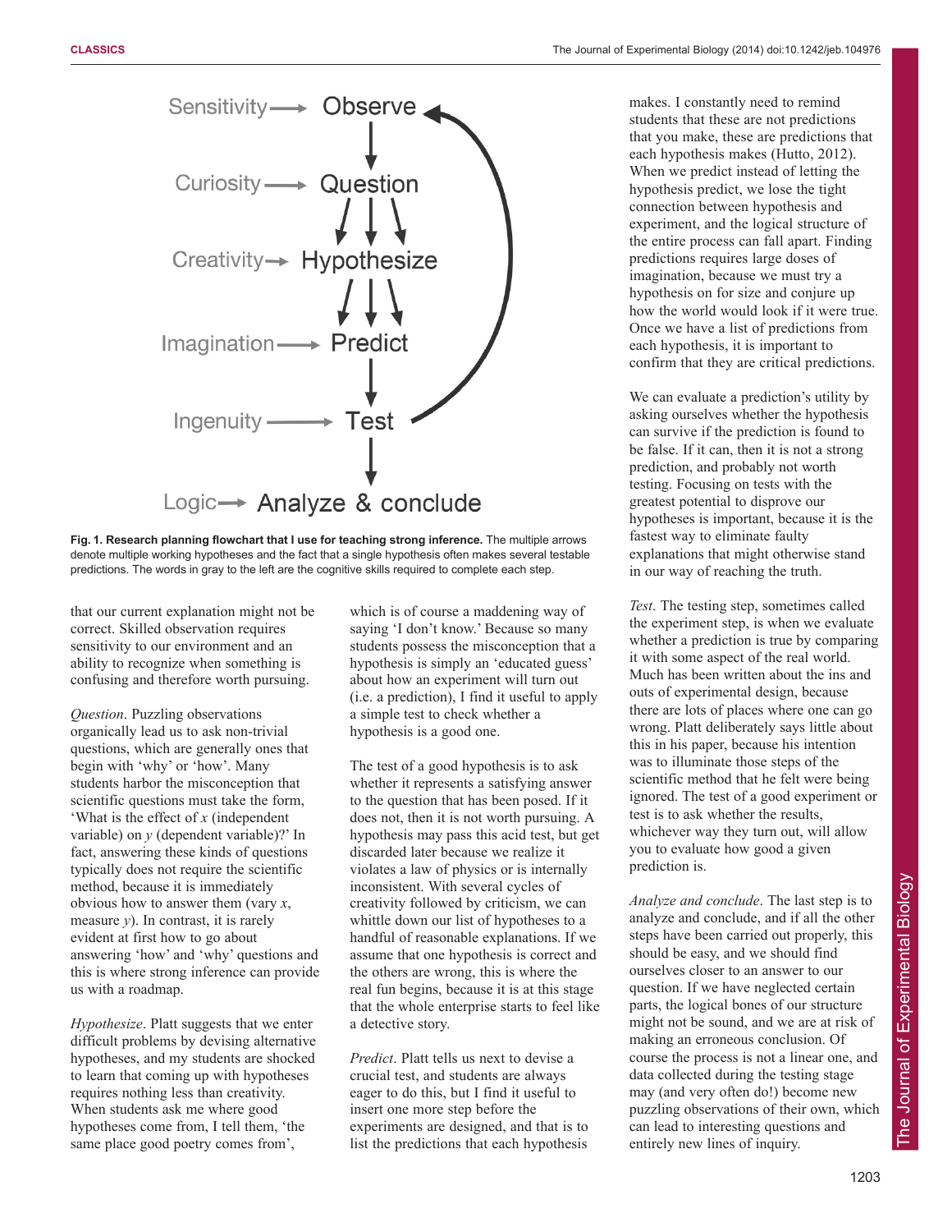Sensitivity → Observe

Curiosity → Question

Creativity → Hypothesize

Imagination → Predict

Ingenuity → Test

Logic → Analyze & conclude

**Fig. 1. Research planning flowchart that I use for teaching strong inference.** The multiple arrows denote multiple working hypotheses and the fact that a single hypothesis often makes several testable predictions. The words in gray to the left are the cognitive skills required to complete each step.

that our current explanation might not be correct. Skilled observation requires sensitivity to our environment and an ability to recognize when something is confusing and therefore worth pursuing.

*Question*. Puzzling observations organically lead us to ask non-trivial questions, which are generally ones that begin with 'why' or 'how'. Many students harbor the misconception that scientific questions must take the form, 'What is the effect of $x$ (independent variable) on $y$ (dependent variable)?' In fact, answering these kinds of questions typically does not require the scientific method, because it is immediately obvious how to answer them (vary $x$, measure $y$). In contrast, it is rarely evident at first how to go about answering 'how' and 'why' questions and this is where strong inference can provide us with a roadmap.

*Hypothesize*. Platt suggests that we enter difficult problems by devising alternative hypotheses, and my students are shocked to learn that coming up with hypotheses requires nothing less than creativity. When students ask me where good hypotheses come from, I tell them, 'the same place good poetry comes from', which is of course a maddening way of saying 'I don't know.' Because so many students possess the misconception that a hypothesis is simply an 'educated guess' about how an experiment will turn out (i.e. a prediction), I find it useful to apply a simple test to check whether a hypothesis is a good one.

The test of a good hypothesis is to ask whether it represents a satisfying answer to the question that has been posed. If it does not, then it is not worth pursuing. A hypothesis may pass this acid test, but get discarded later because we realize it violates a law of physics or is internally inconsistent. With several cycles of creativity followed by criticism, we can whittle down our list of hypotheses to a handful of reasonable explanations. If we assume that one hypothesis is correct and the others are wrong, this is where the real fun begins, because it is at this stage that the whole enterprise starts to feel like a detective story.

*Predict*. Platt tells us next to devise a crucial test, and students are always eager to do this, but I find it useful to insert one more step before the experiments are designed, and that is to list the predictions that each hypothesis makes. I constantly need to remind students that these are not predictions that you make, these are predictions that each hypothesis makes (Hutto, 2012). When we predict instead of letting the hypothesis predict, we lose the tight connection between hypothesis and experiment, and the logical structure of the entire process can fall apart. Finding predictions requires large doses of imagination, because we must try a hypothesis on for size and conjure up how the world would look if it were true. Once we have a list of predictions from each hypothesis, it is important to confirm that they are critical predictions.

We can evaluate a prediction's utility by asking ourselves whether the hypothesis can survive if the prediction is found to be false. If it can, then it is not a strong prediction, and probably not worth testing. Focusing on tests with the greatest potential to disprove our hypotheses is important, because it is the fastest way to eliminate faulty explanations that might otherwise stand in our way of reaching the truth.

*Test*. The testing step, sometimes called the experiment step, is when we evaluate whether a prediction is true by comparing it with some aspect of the real world. Much has been written about the ins and outs of experimental design, because there are lots of places where one can go wrong. Platt deliberately says little about this in his paper, because his intention was to illuminate those steps of the scientific method that he felt were being ignored. The test of a good experiment or test is to ask whether the results, whichever way they turn out, will allow you to evaluate how good a given prediction is.

*Analyze and conclude*. The last step is to analyze and conclude, and if all the other steps have been carried out properly, this should be easy, and we should find ourselves closer to an answer to our question. If we have neglected certain parts, the logical bones of our structure might not be sound, and we are at risk of making an incorrect conclusion. Of course the process is not a linear one, and data collected during the testing stage may (and very often do!) become new puzzling observations of their own, which can lead to interesting questions and entirely new lines of inquiry.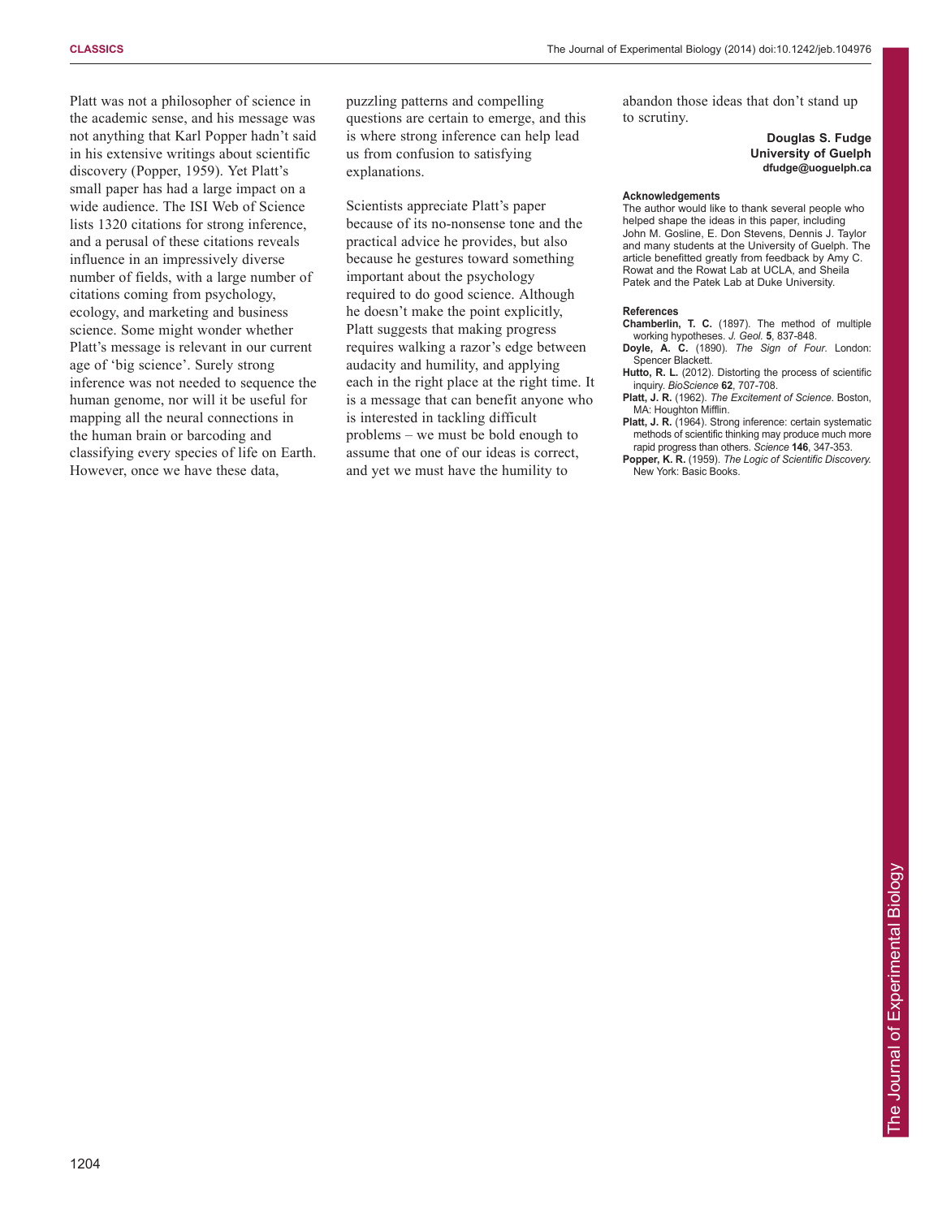Platt was not a philosopher of science in the academic sense, and his message was not anything that Karl Popper hadn't said in his extensive writings about scientific discovery (Popper, 1959). Yet Platt's small paper has had a large impact on a wide audience. The ISI Web of Science lists 1320 citations for strong inference, and a perusal of these citations reveals influence in an impressively diverse number of fields, with a large number of citations coming from psychology, ecology, and marketing and business science. Some might wonder whether Platt's message is relevant in our current age of 'big science'. Surely strong inference was not needed to sequence the human genome, nor will it be useful for mapping all the neural connections in the human brain or barcoding and classifying every species of life on Earth. However, once we have these data, puzzling patterns and compelling questions are certain to emerge, and this is where strong inference can help lead us from confusion to satisfying explanations.

Scientists appreciate Platt's paper because of its no-nonsense tone and the practical advice he provides, but also because he gestures toward something important about the psychology required to do good science. Although he doesn't make the point explicitly, Platt suggests that making progress requires walking a razor's edge between audacity and humility, and applying each in the right place at the right time. It is a message that can benefit anyone who is interested in tackling difficult problems – we must be bold enough to assume that one of our ideas is correct, and yet we must have the humility to abandon those ideas that don't stand up to scrutiny.

**Douglas S. Fudge**
**University of Guelph**
**dfudge@uoguelph.ca**

#### Acknowledgements

The author would like to thank several people who helped shape the ideas in this paper, including John M. Gosline, E. Don Stevens, Dennis J. Taylor and many students at the University of Guelph. The article benefitted greatly from feedback by Amy C. Rowat and the Rowat Lab at UCLA, and Sheila Patek and the Patek Lab at Duke University.

#### References

**Chamberlin, T. C.** (1897). The method of multiple working hypotheses. *J. Geol.* **5**, 837-848.
**Doyle, A. C.** (1890). *The Sign of Four*. London: Spencer Blackett.
**Hutto, R. L.** (2012). Distorting the process of scientific inquiry. *BioScience* **62**, 707-708.
**Platt, J. R.** (1962). *The Excitement of Science.* Boston, MA: Houghton Mifflin.
**Platt, J. R.** (1964). Strong inference: certain systematic methods of scientific thinking may produce much more rapid progress than others. *Science* **146**, 347-353.
**Popper, K. R.** (1959). *The Logic of Scientific Discovery.* New York: Basic Books.